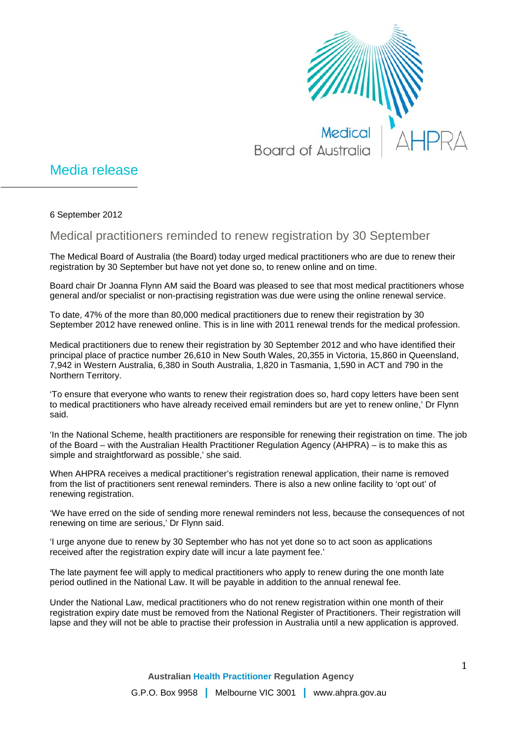# Media release

6 September 2012

## Medical practitioners reminded to renew registration by 30 September

The Medical Board of Australia (the Board) today urged medical practitioners who are due to renew their registration by 30 September but have not yet done so, to renew online and on time.

Board chair Dr Joanna Flynn AM said the Board was pleased to see that most medical practitioners whose general and/or specialist or non-practising registration was due were using the online renewal service.

To date, 47% of the more than 80,000 medical practitioners due to renew their registration by 30 September 2012 have renewed online. This is in line with 2011 renewal trends for the medical profession.

Medical practitioners due to renew their registration by 30 September 2012 and who have identified their principal place of practice number 26,610 in New South Wales, 20,355 in Victoria, 15,860 in Queensland, 7,942 in Western Australia, 6,380 in South Australia, 1,820 in Tasmania, 1,590 in ACT and 790 in the Northern Territory.

'To ensure that everyone who wants to renew their registration does so, hard copy letters have been sent to medical practitioners who have already received email reminders but are yet to renew online,' Dr Flynn said.

'In the National Scheme, health practitioners are responsible for renewing their registration on time. The job of the Board – with the Australian Health Practitioner Regulation Agency (AHPRA) – is to make this as simple and straightforward as possible,' she said.

When AHPRA receives a medical practitioner's registration renewal application, their name is removed from the list of practitioners sent renewal reminders. There is also a new online facility to 'opt out' of renewing registration.

'We have erred on the side of sending more renewal reminders not less, because the consequences of not renewing on time are serious,' Dr Flynn said.

'I urge anyone due to renew by 30 September who has not yet done so to act soon as applications received after the registration expiry date will incur a late payment fee.'

The late payment fee will apply to medical practitioners who apply to renew during the one month late period outlined in the National Law. It will be payable in addition to the annual renewal fee.

Under the National Law, medical practitioners who do not renew registration within one month of their registration expiry date must be removed from the National Register of Practitioners. Their registration will lapse and they will not be able to practise their profession in Australia until a new application is approved.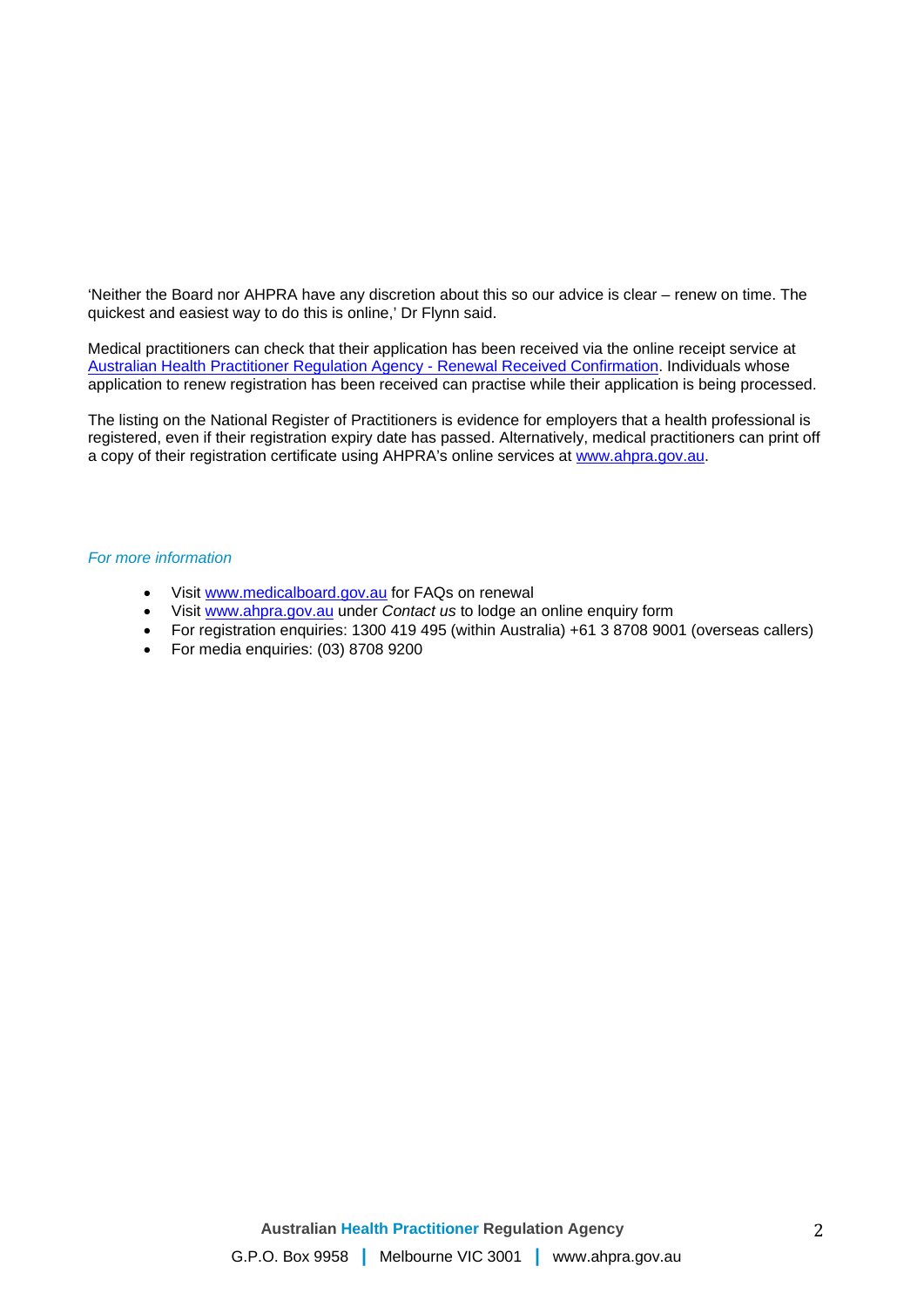'Neither the Board nor AHPRA have any discretion about this so our advice is clear – renew on time. The quickest and easiest way to do this is online,' Dr Flynn said.

Medical practitioners can check that their application has been received via the online receipt service at [Australian Health Practitioner Regulation Agency - Renewal Received Confirmation](). Individuals whose application to renew registration has been received can practise while their application is being processed.

The listing on the National Register of Practitioners is evidence for employers that a health professional is registered, even if their registration expiry date has passed. Alternatively, medical practitioners can print off a copy of their registration certificate using AHPRA's online services at [www.ahpra.gov.au](http://www.ahpra.gov.au).

*For more information*

- Visit [www.medicalboard.gov.au](http://www.medicalboard.gov.au) for FAQs on renewal
- Visit [www.ahpra.gov.au](http://www.ahpra.gov.au) under *Contact us* to lodge an online enquiry form
- For registration enquiries: 1300 419 495 (within Australia) +61 3 8708 9001 (overseas callers)
- For media enquiries: (03) 8708 9200